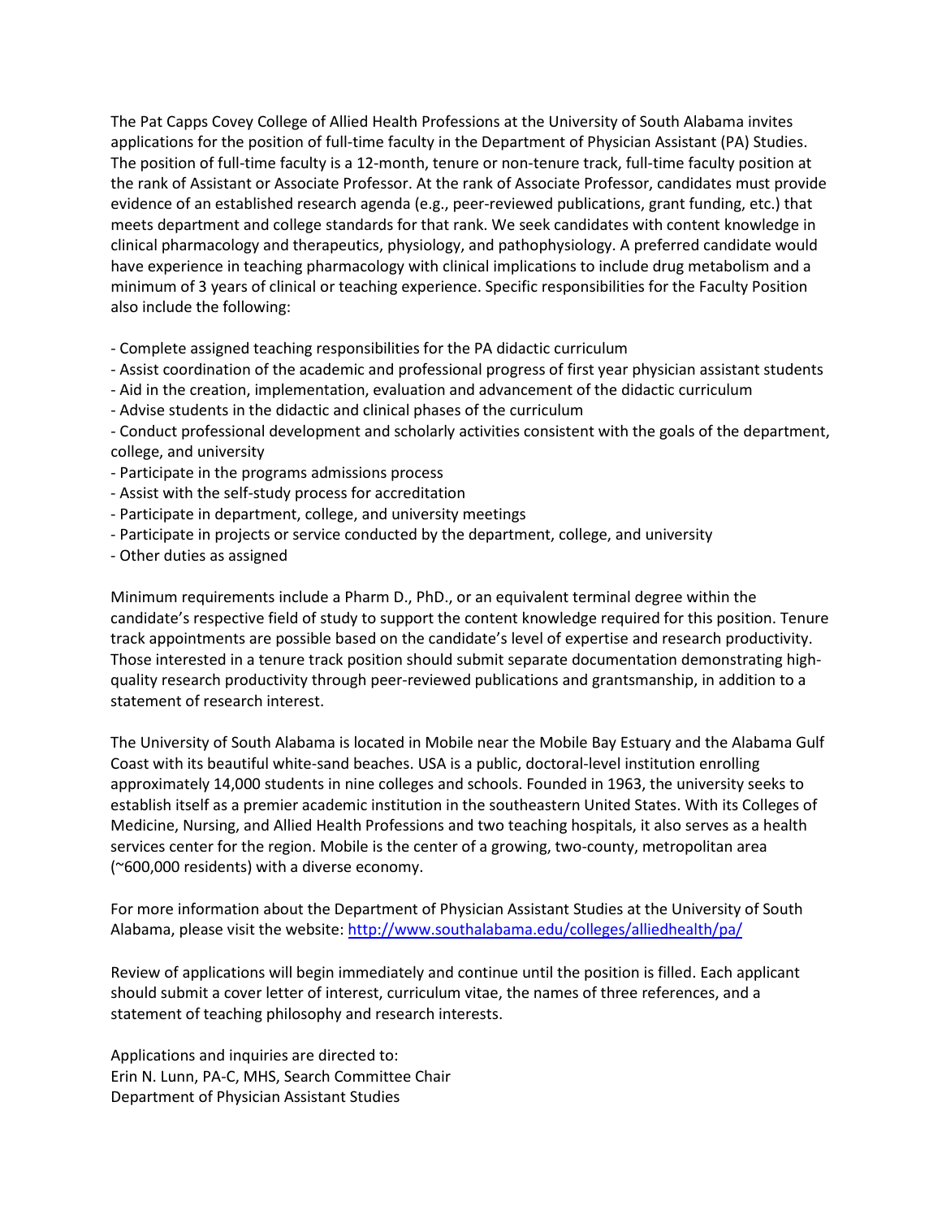The Pat Capps Covey College of Allied Health Professions at the University of South Alabama invites applications for the position of full-time faculty in the Department of Physician Assistant (PA) Studies. The position of full-time faculty is a 12-month, tenure or non-tenure track, full-time faculty position at the rank of Assistant or Associate Professor. At the rank of Associate Professor, candidates must provide evidence of an established research agenda (e.g., peer-reviewed publications, grant funding, etc.) that meets department and college standards for that rank. We seek candidates with content knowledge in clinical pharmacology and therapeutics, physiology, and pathophysiology. A preferred candidate would have experience in teaching pharmacology with clinical implications to include drug metabolism and a minimum of 3 years of clinical or teaching experience. Specific responsibilities for the Faculty Position also include the following:

- Complete assigned teaching responsibilities for the PA didactic curriculum
- Assist coordination of the academic and professional progress of first year physician assistant students
- Aid in the creation, implementation, evaluation and advancement of the didactic curriculum
- Advise students in the didactic and clinical phases of the curriculum
- Conduct professional development and scholarly activities consistent with the goals of the department, college, and university
- Participate in the programs admissions process
- Assist with the self-study process for accreditation
- Participate in department, college, and university meetings
- Participate in projects or service conducted by the department, college, and university
- Other duties as assigned

Minimum requirements include a Pharm D., PhD., or an equivalent terminal degree within the candidate's respective field of study to support the content knowledge required for this position. Tenure track appointments are possible based on the candidate's level of expertise and research productivity. Those interested in a tenure track position should submit separate documentation demonstrating high-quality research productivity through peer-reviewed publications and grantsmanship, in addition to a statement of research interest.

The University of South Alabama is located in Mobile near the Mobile Bay Estuary and the Alabama Gulf Coast with its beautiful white-sand beaches. USA is a public, doctoral-level institution enrolling approximately 14,000 students in nine colleges and schools. Founded in 1963, the university seeks to establish itself as a premier academic institution in the southeastern United States. With its Colleges of Medicine, Nursing, and Allied Health Professions and two teaching hospitals, it also serves as a health services center for the region. Mobile is the center of a growing, two-county, metropolitan area (~600,000 residents) with a diverse economy.

For more information about the Department of Physician Assistant Studies at the University of South Alabama, please visit the website: [http://www.southalabama.edu/colleges/alliedhealth/pa/](http://www.southalabama.edu/colleges/alliedhealth/pa/)

Review of applications will begin immediately and continue until the position is filled. Each applicant should submit a cover letter of interest, curriculum vitae, the names of three references, and a statement of teaching philosophy and research interests.

Applications and inquiries are directed to:
Erin N. Lunn, PA-C, MHS, Search Committee Chair
Department of Physician Assistant Studies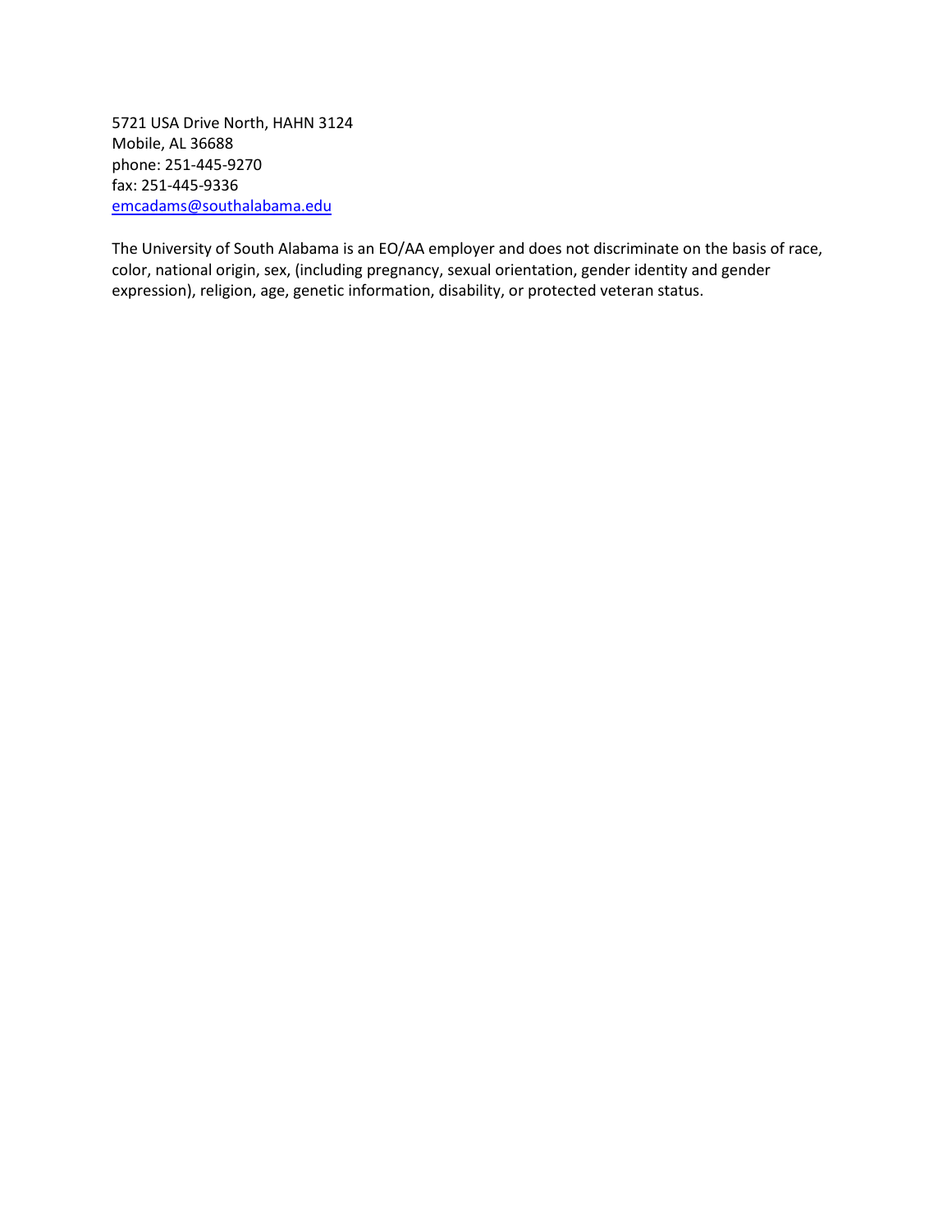5721 USA Drive North, HAHN 3124
Mobile, AL 36688
phone: 251-445-9270
fax: 251-445-9336
emcadams@southalabama.edu

The University of South Alabama is an EO/AA employer and does not discriminate on the basis of race, color, national origin, sex, (including pregnancy, sexual orientation, gender identity and gender expression), religion, age, genetic information, disability, or protected veteran status.